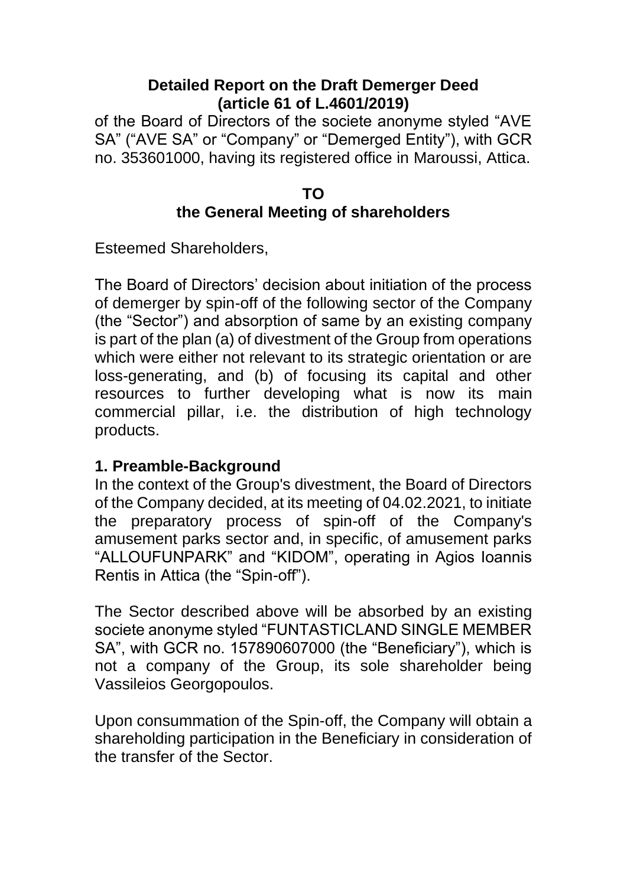# Detailed Report on the Draft Demerger Deed
## (article 61 of L.4601/2019)

of the Board of Directors of the societe anonyme styled "AVE SA" ("AVE SA" or "Company" or "Demerged Entity"), with GCR no. 353601000, having its registered office in Maroussi, Attica.

## TO
## the General Meeting of shareholders

Esteemed Shareholders,

The Board of Directors' decision about initiation of the process of demerger by spin-off of the following sector of the Company (the "Sector") and absorption of same by an existing company is part of the plan (a) of divestment of the Group from operations which were either not relevant to its strategic orientation or are loss-generating, and (b) of focusing its capital and other resources to further developing what is now its main commercial pillar, i.e. the distribution of high technology products.

### 1. Preamble-Background

In the context of the Group's divestment, the Board of Directors of the Company decided, at its meeting of 04.02.2021, to initiate the preparatory process of spin-off of the Company's amusement parks sector and, in specific, of amusement parks "ALLOUFUNPARK" and "KIDOM", operating in Agios Ioannis Rentis in Attica (the "Spin-off").

The Sector described above will be absorbed by an existing societe anonyme styled "FUNTASTICLAND SINGLE MEMBER SA", with GCR no. 157890607000 (the "Beneficiary"), which is not a company of the Group, its sole shareholder being Vassileios Georgopoulos.

Upon consummation of the Spin-off, the Company will obtain a shareholding participation in the Beneficiary in consideration of the transfer of the Sector.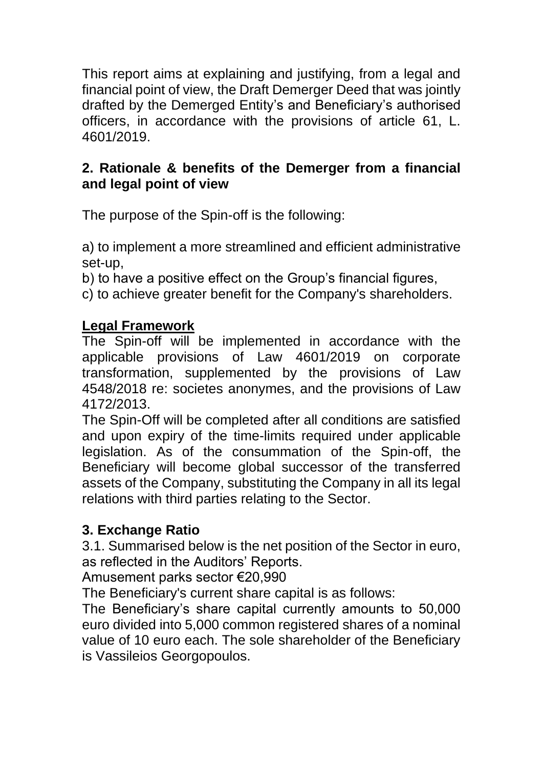This report aims at explaining and justifying, from a legal and financial point of view, the Draft Demerger Deed that was jointly drafted by the Demerged Entity's and Beneficiary's authorised officers, in accordance with the provisions of article 61, L. 4601/2019.

## 2. Rationale & benefits of the Demerger from a financial and legal point of view

The purpose of the Spin-off is the following:

a) to implement a more streamlined and efficient administrative set-up,

b) to have a positive effect on the Group's financial figures,

c) to achieve greater benefit for the Company's shareholders.

**Legal Framework**

The Spin-off will be implemented in accordance with the applicable provisions of Law 4601/2019 on corporate transformation, supplemented by the provisions of Law 4548/2018 re: societes anonymes, and the provisions of Law 4172/2013.

The Spin-Off will be completed after all conditions are satisfied and upon expiry of the time-limits required under applicable legislation. As of the consummation of the Spin-off, the Beneficiary will become global successor of the transferred assets of the Company, substituting the Company in all its legal relations with third parties relating to the Sector.

## 3. Exchange Ratio

3.1. Summarised below is the net position of the Sector in euro, as reflected in the Auditors' Reports.

Amusement parks sector €20,990

The Beneficiary's current share capital is as follows:

The Beneficiary's share capital currently amounts to 50,000 euro divided into 5,000 common registered shares of a nominal value of 10 euro each. The sole shareholder of the Beneficiary is Vassileios Georgopoulos.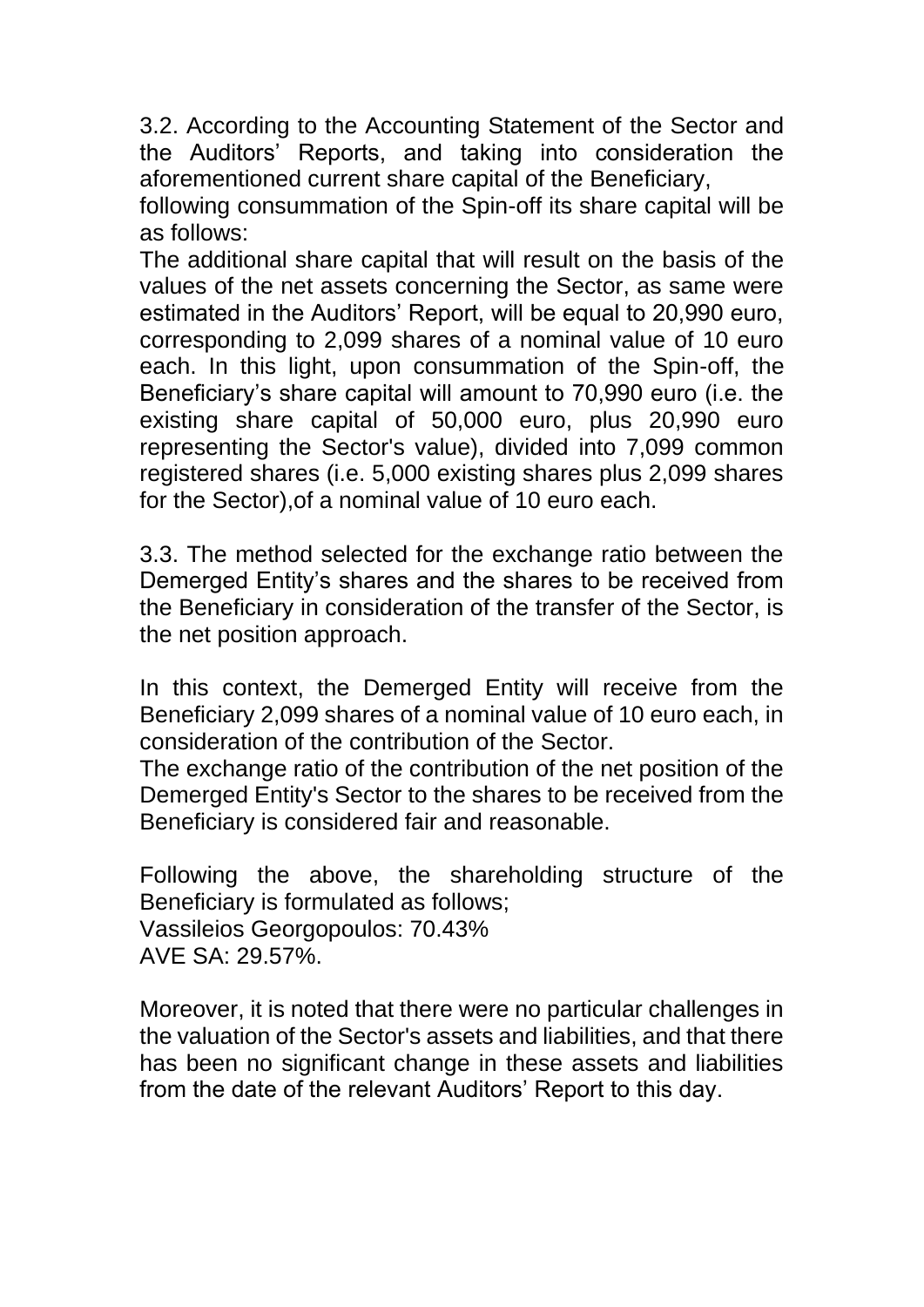3.2. According to the Accounting Statement of the Sector and the Auditors' Reports, and taking into consideration the aforementioned current share capital of the Beneficiary,
following consummation of the Spin-off its share capital will be as follows:
The additional share capital that will result on the basis of the values of the net assets concerning the Sector, as same were estimated in the Auditors' Report, will be equal to 20,990 euro, corresponding to 2,099 shares of a nominal value of 10 euro each. In this light, upon consummation of the Spin-off, the Beneficiary's share capital will amount to 70,990 euro (i.e. the existing share capital of 50,000 euro, plus 20,990 euro representing the Sector's value), divided into 7,099 common registered shares (i.e. 5,000 existing shares plus 2,099 shares for the Sector),of a nominal value of 10 euro each.

3.3. The method selected for the exchange ratio between the Demerged Entity's shares and the shares to be received from the Beneficiary in consideration of the transfer of the Sector, is the net position approach.

In this context, the Demerged Entity will receive from the Beneficiary 2,099 shares of a nominal value of 10 euro each, in consideration of the contribution of the Sector.
The exchange ratio of the contribution of the net position of the Demerged Entity's Sector to the shares to be received from the Beneficiary is considered fair and reasonable.

Following the above, the shareholding structure of the Beneficiary is formulated as follows;
Vassileios Georgopoulos: 70.43%
AVE SA: 29.57%.

Moreover, it is noted that there were no particular challenges in the valuation of the Sector's assets and liabilities, and that there has been no significant change in these assets and liabilities from the date of the relevant Auditors' Report to this day.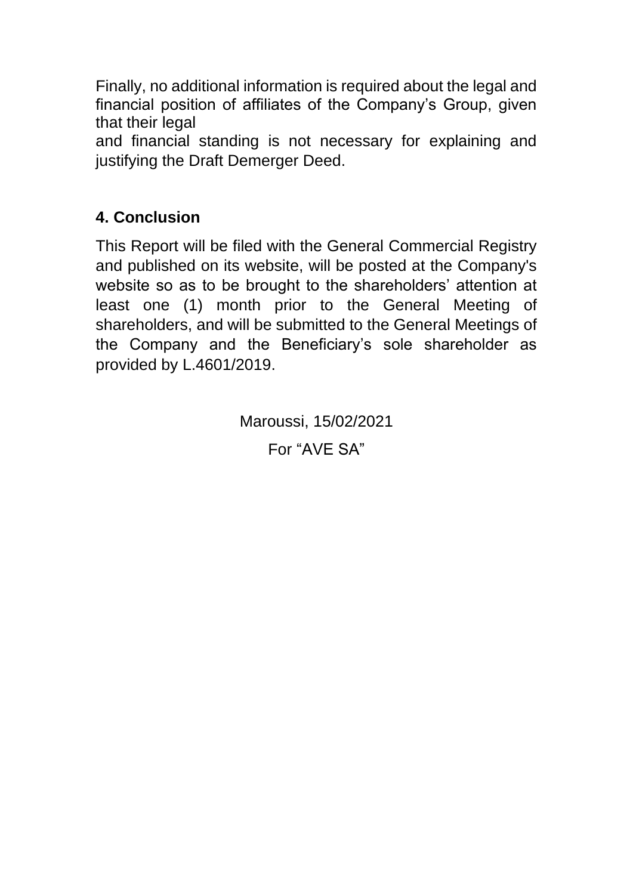Finally, no additional information is required about the legal and financial position of affiliates of the Company's Group, given that their legal and financial standing is not necessary for explaining and justifying the Draft Demerger Deed.

## 4. Conclusion

This Report will be filed with the General Commercial Registry and published on its website, will be posted at the Company's website so as to be brought to the shareholders' attention at least one (1) month prior to the General Meeting of shareholders, and will be submitted to the General Meetings of the Company and the Beneficiary's sole shareholder as provided by L.4601/2019.

Maroussi, 15/02/2021

For "AVE SA"